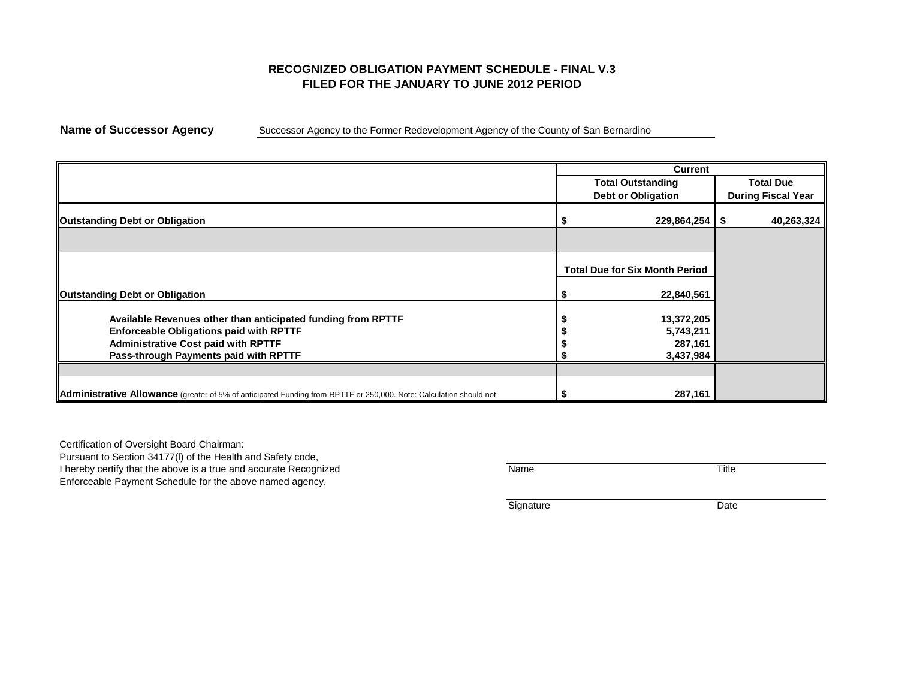**RECOGNIZED OBLIGATION PAYMENT SCHEDULE - FINAL V.3**
**FILED FOR THE JANUARY TO JUNE 2012 PERIOD**

**Name of Successor Agency** Successor Agency to the Former Redevelopment Agency of the County of San Bernardino

| | Current | |
|---|---|---|
| | **Total Outstanding Debt or Obligation** | **Total Due During Fiscal Year** |
| **Outstanding Debt or Obligation** | $ 229,864,254 | $ 40,263,324 |
| | | |
| | **Total Due for Six Month Period** | |
| **Outstanding Debt or Obligation** | $ 22,840,561 | |
| **Available Revenues other than anticipated funding from RPTTF** | $ 13,372,205 | |
| **Enforceable Obligations paid with RPTTF** | $ 5,743,211 | |
| **Administrative Cost paid with RPTTF** | $ 287,161 | |
| **Pass-through Payments paid with RPTTF** | $ 3,437,984 | |
| | | |
| **Administrative Allowance** (greater of 5% of anticipated Funding from RPTTF or 250,000. Note: Calculation should not | $ 287,161 | |

Certification of Oversight Board Chairman:
Pursuant to Section 34177(l) of the Health and Safety code,
I hereby certify that the above is a true and accurate Recognized
Enforceable Payment Schedule for the above named agency.

Name Title

Signature Date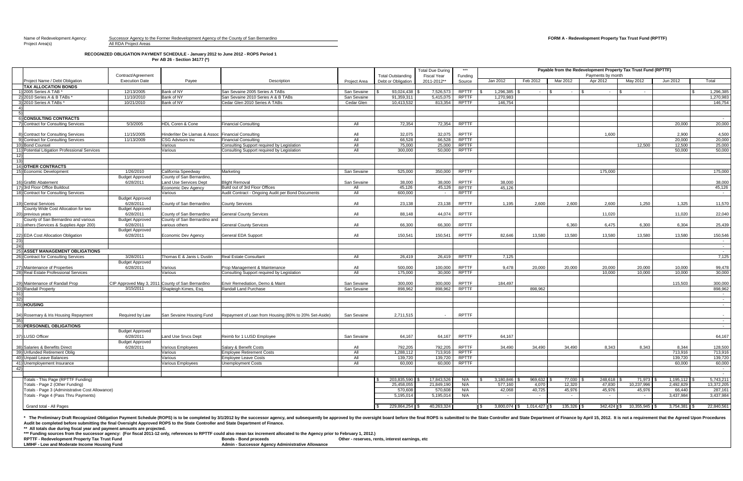Name of Redevelopment Agency: Successor Agency to the Former Redevelopment Agency of the County of San Bernardino

Project Area(s): All RDA Project Areas

**FORM A - Redevelopment Property Tax Trust Fund (RPTTF)**

**RECOGNIZED OBLIGATION PAYMENT SCHEDULE - January 2012 to June 2012 - ROPS Period 1**

**Per AB 26 - Section 34177 (*)**

| | | | | | | | | *** | Payable from the Redevelopment Property Tax Trust Fund (RPTTF) | | | | | | |
|---|---|---|---|---|---|---|---|---|---|---|---|---|---|---|---|
| | Contract/Agreement | | | | Total Outstanding | Total Due During Fiscal Year | Funding | | Payments by month | | | | | | |
| | Project Name / Debt Obligation | Execution Date | Payee | Description | Project Area | Debt or Obligation | 2011-2012** | Source | Jan 2012 | Feb 2012 | Mar 2012 | Apr 2012 | May 2012 | Jun 2012 | Total |
| | **TAX ALLOCATION BONDS** | | | | | | | | | | | | | | |
| 1) | 2005 Series A TAB * | 12/13/2005 | Bank of NY | San Sevaine 2005 Series A TABs | San Sevaine | $ 93,024,438 | $ 7,526,573 | RPTTF | $ 1,296,385 | $ - | $ - | $ - | $ - | | $ 1,296,385 |
| 2) | 2010 Series A & B TABs * | 11/10/2010 | Bank of NY | San Sevaine 2010 Series A & B TABs | San Sevaine | 91,359,311 | 5,415,075 | RPTTF | 1,270,983 | | | | | | 1,270,983 |
| 3) | 2010 Series A TABs * | 10/21/2010 | Bank of NY | Cedar Glen 2010 Series A TABs | Cedar Glen | 10,413,532 | 813,354 | RPTTF | 146,754 | | | | | | 146,754 |
| 4) | | | | | | | | | | | | | | | |
| 5) | | | | | | | | | | | | | | | |
| 6) | **CONSULTING CONTRACTS** | | | | | | | | | | | | | | - |
| 7) | Contract for Consulting Services | 5/3/2005 | HDL Coren & Cone | Financial Consulting | All | 72,354 | 72,354 | RPTTF | | | | | | 20,000 | 20,000 |
| 8) | Contract for Consulting Services | 11/15/2005 | Hinderliter De Llamas & Assoc | Financial Consulting | All | 32,075 | 32,075 | RPTTF | | | | 1,600 | | 2,900 | 4,500 |
| 9) | Contract for Consulting Services | 11/13/2009 | CSG Advisors Inc | Financial Consulting | All | 66,528 | 66,528 | RPTTF | | | | | | 20,000 | 20,000 |
| 10) | Bond Counsel | | Various | Consulting Support required by Legislation | All | 75,000 | 25,000 | RPTTF | | | | | 12,500 | 12,500 | 25,000 |
| 11) | Potential Litigation Professional Services | | Various | Consulting Support required by Legislation | All | 300,000 | 50,000 | RPTTF | | | | | | 50,000 | 50,000 |
| 12) | | | | | | | | | | | | | | | |
| 13) | | | | | | | | | | | | | | | |
| 14) | **OTHER CONTRACTS** | | | | | | | | | | | | | | |
| 15) | Economic Development | 1/26/2010 | California Speedway | Marketing | San Sevaine | 525,000 | 350,000 | RPTTF | | | | 175,000 | | | 175,000 |
| 16) | Grafitti Abatement | Budget Approved 6/28/2011 | County of San Bernardino, Land Use Services Dept | Blight Removal | San Sevaine | 38,000 | 38,000 | RPTTF | 38,000 | | | | | | 38,000 |
| 17) | 3rd Floor Office Buildout | | Economic Dev Agency | Build out of 3rd Floor Offices | All | 45,126 | 45,126 | RPTTF | 45,126 | | | | | | 45,126 |
| 18) | Contract for Consulting Services | | Various | Audit Contract - Ongoing Audit per Bond Documents | All | 600,000 | - | RPTTF | | | | | | | - |
| 19) | Central Services | Budget Approved 6/28/2011 | County of San Bernardino | County Services | All | 23,138 | 23,138 | RPTTF | 1,195 | 2,600 | 2,600 | 2,600 | 1,250 | 1,325 | 11,570 |
| 20) | County Wide Cost Allocation for two previous years | Budget Approved 6/28/2011 | County of San Bernardino | General County Services | All | 88,148 | 44,074 | RPTTF | | | | 11,020 | | 11,020 | 22,040 |
| 21) | County of San Bernardino and various others (Services & Supplies Appr 200) | Budget Approved 6/28/2011 | County of San Bernardino and various others | General County Services | All | 66,300 | 66,300 | RPTTF | | | 6,360 | 6,475 | 6,300 | 6,304 | 25,439 |
| 22) | EDA Cost Allocation Obligation | Budget Approved 6/28/2011 | Economic Dev Agency | General EDA Support | All | 150,541 | 150,541 | RPTTF | 82,646 | 13,580 | 13,580 | 13,580 | 13,580 | 13,580 | 150,546 |
| 23) | | | | | | | | | | | | | | | - |
| 24) | | | | | | | | | | | | | | | - |
| 25) | **ASSET MANAGEMENT OBLIGATIONS** | | | | | | | | | | | | | | - |
| 26) | Contract for Consulting Services | 3/28/2011 | Thomas E & Janis L Dustin | Real Estate Consultant | All | 26,419 | 26,419 | RPTTF | 7,125 | | | | | | 7,125 |
| 27) | Maintenance of Properties | Budget Approved 6/28/2011 | Various | Prop Management & Maintenance | All | 500,000 | 100,000 | RPTTF | 9,478 | 20,000 | 20,000 | 20,000 | 20,000 | 10,000 | 99,478 |
| 28) | Real Estate Professional Services | | Various | Consulting Support required by Legislation | All | 175,000 | 30,000 | RPTTF | | | | 10,000 | 10,000 | 10,000 | 30,000 |
| 29) | Maintenance of Randall Prop | CIP Approved May 3, 2011 | County of San Bernardino | Envir Remediation, Demo & Maint | San Sevaine | 300,000 | 300,000 | RPTTF | 184,497 | | | | | 115,503 | 300,000 |
| 30) | Randall Property | 3/15/2011 | Shapleigh Kimes, Esq. | Randall Land Purchase | San Sevaine | 898,962 | 898,962 | RPTTF | | 898,962 | | | | | 898,962 |
| 31) | | | | | | | | | | | | | | | - |
| 32) | | | | | | | | | | | | | | | - |
| 33) | **HOUSING** | | | | | | | | | | | | | | - |
| 34) | Rosemary & Iris Housing Repayment | Required by Law | San Sevaine Housing Fund | Repayment of Loan from Housing (80% to 20% Set-Aside) | San Sevaine | 2,711,515 | - | RPTTF | | | | | | | - |
| 35) | | | | | | | | | | | | | | | - |
| 36) | **PERSONNEL OBLIGATIONS** | | | | | | | | | | | | | | - |
| 37) | LUSD Officer | Budget Approved 6/28/2011 | Land Use Srvcs Dept | Reimb for 1 LUSD Employee | San Sevaine | 64,167 | 64,167 | RPTTF | 64,167 | | | | | | 64,167 |
| 38) | Salaries & Benefits Direct | Budget Approved 6/28/2011 | Various Employees | Salary & Benefit Costs | All | 792,205 | 792,205 | RPTTF | 34,490 | 34,490 | 34,490 | 8,343 | 8,343 | 8,344 | 128,500 |
| 39) | Unfunded Retirement Oblig | | Various | Employee Retirement Costs | All | 1,288,112 | 713,916 | RPTTF | | | | | | 713,916 | 713,916 |
| 40) | Unpaid Leave Balances | | Various | Employee Leave Costs | All | 139,720 | 139,720 | RPTTF | | | | | | 139,720 | 139,720 |
| 41) | Unemployement Insurance | | Various Employees | Unemployment Costs | All | 60,000 | 60,000 | RPTTF | | | | | | 60,000 | 60,000 |
| 42) | | | | | | | | | | | | | | | - |
| | | | | | | | | | | | | | | | - |
| | Totals - This Page (RPTTF Funding) | | | | | $ 203,835,590 | $ 17,843,526 | N/A | $ 3,180,846 | $ 969,632 | $ 77,030 | $ 248,618 | $ 71,973 | $ 1,195,112 | $ 5,743,211 |
| | Totals - Page 2 (Other Funding) | | | | | 25,458,055 | 21,849,190 | N/A | 577,160 | 4,070 | 12,320 | 47,830 | 10,237,996 | 2,492,829 | 13,372,205 |
| | Totals - Page 3 (Administrative Cost Allowance) | | | | | 570,608 | 570,608 | N/A | 42,068 | 40,725 | 45,976 | 45,976 | 45,976 | 66,440 | 287,161 |
| | Totals - Page 4 (Pass Thru Payments) | | | | | 5,195,014 | 5,195,014 | N/A | - | - | - | - | - | 3,437,984 | 3,437,984 |
| | Grand total - All Pages | | | | | $ 229,864,254 | $ 40,263,324 | | $ 3,800,074 | $ 1,014,427 | $ 135,326 | $ 342,424 | $ 10,355,945 | $ 3,754,381 | $ 22,840,561 |

\* The Preliminary Draft Recognized Obligation Payment Schedule (ROPS) is to be completed by 3/1/2012 by the successor agency, and subsequently be approved by the oversight board before the final ROPS is submitted to the State Controller and State Department of Finance by April 15, 2012. It is not a requirement that the Agreed Upon Procedures Audit be completed before submitting the final Oversight Approved ROPS to the State Controller and State Department of Finance.

\*\* All totals due during fiscal year and payment amounts are projected.

\*\*\* Funding sources from the successor agency: (For fiscal 2011-12 only, references to RPTTF could also mean tax increment allocated to the Agency prior to February 1, 2012.)

**RPTTF - Redevelopment Property Tax Trust Fund** | **Bonds - Bond proceeds** | **Other - reserves, rents, interest earnings, etc**

**LMIHF - Low and Moderate Income Housing Fund** | **Admin - Successor Agency Administrative Allowance**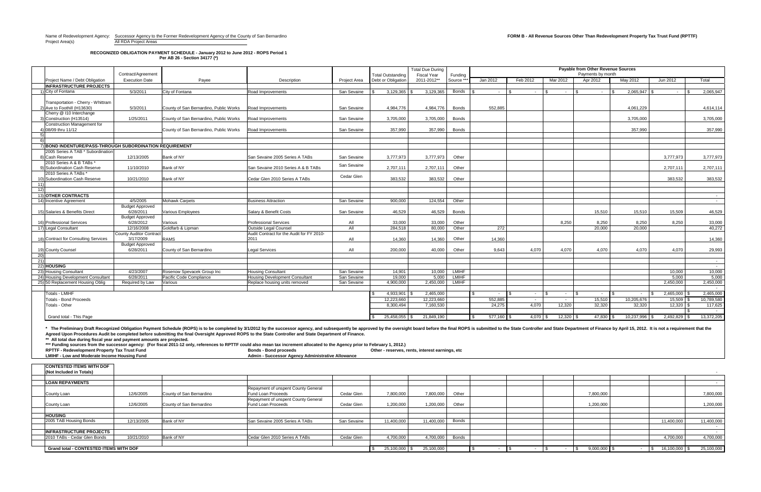Name of Redevelopment Agency: Successor Agency to the Former Redevelopment Agency of the County of San Bernardino
Project Area(s): All RDA Project Areas

**FORM B - All Revenue Sources Other Than Redevelopment Property Tax Trust Fund (RPTTF)**

**RECOGNIZED OBLIGATION PAYMENT SCHEDULE - January 2012 to June 2012 - ROPS Period 1**
**Per AB 26 - Section 34177 (*)**

| | Project Name / Debt Obligation | Contract/Agreement Execution Date | Payee | Description | Project Area | Total Outstanding Debt or Obligation | Total Due During Fiscal Year 2011-2012** | Funding Source *** | Payable from Other Revenue Sources Payments by month: Jan 2012 | Feb 2012 | Mar 2012 | Apr 2012 | May 2012 | Jun 2012 | Total |
|---|---|---|---|---|---|---|---|---|---|---|---|---|---|---|---|
| | **INFRASTRUCTURE PROJECTS** | | | | | | | | | | | | | | |
| 1) | City of Fontana | 5/3/2011 | City of Fontana | Road Improvements | San Sevaine | $ 3,129,365 | $ 3,129,365 | Bonds | $ - | $ - | $ - | $ - | $ 2,065,947 | $ - | $ 2,065,947 |
| 2) | Transportation - Cherry - Whittram Ave to Foothill (H13630) | 5/3/2011 | County of San Bernardino, Public Works | Road Improvements | San Sevaine | 4,984,776 | 4,984,776 | Bonds | 552,885 | | | | 4,061,229 | | 4,614,114 |
| 3) | Cherry @ I10 Interchange Construction (H13514) | 1/25/2011 | County of San Bernardino, Public Works | Road Improvements | San Sevaine | 3,705,000 | 3,705,000 | Bonds | | | | | 3,705,000 | | 3,705,000 |
| 4) | Construction Management for 08/09 thru 11/12 | | County of San Bernardino, Public Works | Road Improvements | San Sevaine | 357,990 | 357,990 | Bonds | | | | | 357,990 | | 357,990 |
| 5) | | | | | | | | | | | | | | | |
| 6) | | | | | | | | | | | | | | | |
| 7) | **BOND INDENTURE/PASS-THROUGH SUBORDINATION REQUIREMENT** | | | | | | | | | | | | | | |
| 8) | 2005 Series A TAB * Subordination Cash Reserve | 12/13/2005 | Bank of NY | San Sevaine 2005 Series A TABs | San Sevaine | 3,777,973 | 3,777,973 | Other | | | | | | 3,777,973 | 3,777,973 |
| 9) | 2010 Series A & B TABs * Subordination Cash Reserve | 11/10/2010 | Bank of NY | San Sevaine 2010 Series A & B TABs | San Sevaine | 2,707,111 | 2,707,111 | Other | | | | | | 2,707,111 | 2,707,111 |
| 10) | 2010 Series A TABs * Subordination Cash Reserve | 10/21/2010 | Bank of NY | Cedar Glen 2010 Series A TABs | Cedar Glen | 383,532 | 383,532 | Other | | | | | | 383,532 | 383,532 |
| 11) | | | | | | | | | | | | | | | |
| 12) | | | | | | | | | | | | | | | |
| 13) | **OTHER CONTRACTS** | | | | | | | | | | | | | | - |
| 14) | Incentive Agreement | 4/5/2005 | Mohawk Carpets | Business Attraction | San Sevaine | 900,000 | 124,554 | Other | | | | | | | - |
| 15) | Salaries & Benefits Direct | Budget Approved 6/28/2011 | Various Employees | Salary & Benefit Costs | San Sevaine | 46,529 | 46,529 | Bonds | | | | 15,510 | 15,510 | 15,509 | 46,529 |
| 16) | Professional Services | Budget Approved 6/28/2012 | Various | Professional Services | All | 33,000 | 33,000 | Other | | | 8,250 | 8,250 | 8,250 | 8,250 | 33,000 |
| 17) | Legal Consultant | 12/16/2008 | Goldfarb & Lipman | Outside Legal Counsel | All | 284,518 | 80,000 | Other | 272 | | | 20,000 | 20,000 | | 40,272 |
| 18) | Contract for Consulting Services | County Auditor Contract 3/17/2009 | RAMS | Audit Contract for the Audit for FY 2010-2011 | All | 14,360 | 14,360 | Other | 14,360 | | | | | | 14,360 |
| 19) | County Counsel | Budget Approved 6/28/2011 | County of San Bernardino | Legal Services | All | 200,000 | 40,000 | Other | 9,643 | 4,070 | 4,070 | 4,070 | 4,070 | 4,070 | 29,993 |
| 20) | | | | | | | | | | | | | | | |
| 21) | | | | | | | | | | | | | | | - |
| 22) | **HOUSING** | | | | | | | | | | | | | | - |
| 23) | Housing Consultant | 4/23/2007 | Rosenow Spevacek Group Inc | Housing Consultant | San Sevaine | 14,901 | 10,000 | LMIHF | | | | | | 10,000 | 10,000 |
| 24) | Housing Development Consultant | 6/28/2011 | Pacific Code Compliance | Housing Development Consultant | San Sevaine | 19,000 | 5,000 | LMIHF | | | | | | 5,000 | 5,000 |
| 25) | 50 Replacement Housing Oblig | Required by Law | Various | Replace housing units removed | San Sevaine | 4,900,000 | 2,450,000 | LMIHF | | | | | | 2,450,000 | 2,450,000 |
| | | | | | | | | | | | | | | | - |
| | Totals - LMIHF | | | | | $ 4,933,901 | $ 2,465,000 | | $ - | $ - | $ - | $ - | $ - | $ 2,465,000 | $ 2,465,000 |
| | Totals - Bond Proceeds | | | | | 12,223,660 | 12,223,660 | | 552,885 | - | - | 15,510 | 10,205,676 | 15,509 | $ 10,789,580 |
| | Totals - Other | | | | | 8,300,494 | 7,160,530 | | 24,275 | 4,070 | 12,320 | 32,320 | 32,320 | 12,320 | $ 117,625 |
| | | | | | | | | | | | | | | | $ - |
| | Grand total - This Page | | | | | $ 25,458,055 | $ 21,849,190 | | $ 577,160 | $ 4,070 | $ 12,320 | $ 47,830 | $ 10,237,996 | $ 2,492,829 | $ 13,372,205 |

\* The Preliminary Draft Recognized Obligation Payment Schedule (ROPS) is to be completed by 3/1/2012 by the successor agency, and subsequently be approved by the oversight board before the final ROPS is submitted to the State Controller and State Department of Finance by April 15, 2012. It is not a requirement that the Agreed Upon Procedures Audit be completed before submitting the final Oversight Approved ROPS to the State Controller and State Department of Finance.

\*\* All total due during fiscal year and payment amounts are projected.

\*\*\* Funding sources from the successor agency: (For fiscal 2011-12 only, references to RPTTF could also mean tax increment allocated to the Agency prior to February 1, 2012.)

**RPTTF - Redevelopment Property Tax Trust Fund** | **Bonds - Bond proceeds** | **Other - reserves, rents, interest earnings, etc**
**LMIHF - Low and Moderate Income Housing Fund** | **Admin - Successor Agency Administrative Allowance**

| Project Name / Debt Obligation | Contract/Agreement Execution Date | Payee | Description | Project Area | Total Outstanding Debt or Obligation | Total Due During Fiscal Year 2011-2012** | Funding Source *** | Jan 2012 | Feb 2012 | Mar 2012 | Apr 2012 | May 2012 | Jun 2012 | Total |
|---|---|---|---|---|---|---|---|---|---|---|---|---|---|---|
| **CONTESTED ITEMS WITH DOF (Not Included in Totals)** | | | | | | | | | | | | | | - |
| **LOAN REPAYMENTS** | | | | | | | | | | | | | | - |
| County Loan | 12/6/2005 | County of San Bernardino | Repayment of unspent County General Fund Loan Proceeds | Cedar Glen | 7,800,000 | 7,800,000 | Other | | | | 7,800,000 | | | 7,800,000 |
| County Loan | 12/6/2005 | County of San Bernardino | Repayment of unspent County General Fund Loan Proceeds | Cedar Glen | 1,200,000 | 1,200,000 | Other | | | | 1,200,000 | | | 1,200,000 |
| **HOUSING** | | | | | | | | | | | | | | |
| 2005 TAB Housing Bonds | 12/13/2005 | Bank of NY | San Sevaine 2005 Series A TABs | San Sevaine | 11,400,000 | 11,400,000 | Bonds | | | | | | 11,400,000 | 11,400,000 |
| **INFRASTRUCTURE PROJECTS** | | | | | | | | | | | | | | - |
| 2010 TABs - Cedar Glen Bonds | 10/21/2010 | Bank of NY | Cedar Glen 2010 Series A TABs | Cedar Glen | 4,700,000 | 4,700,000 | Bonds | | | | | | 4,700,000 | 4,700,000 |
| **Grand total - CONTESTED ITEMS WITH DOF** | | | | | $ 25,100,000 | $ 25,100,000 | | $ - | $ - | $ - | $ 9,000,000 | $ - | $ 16,100,000 | $ 25,100,000 |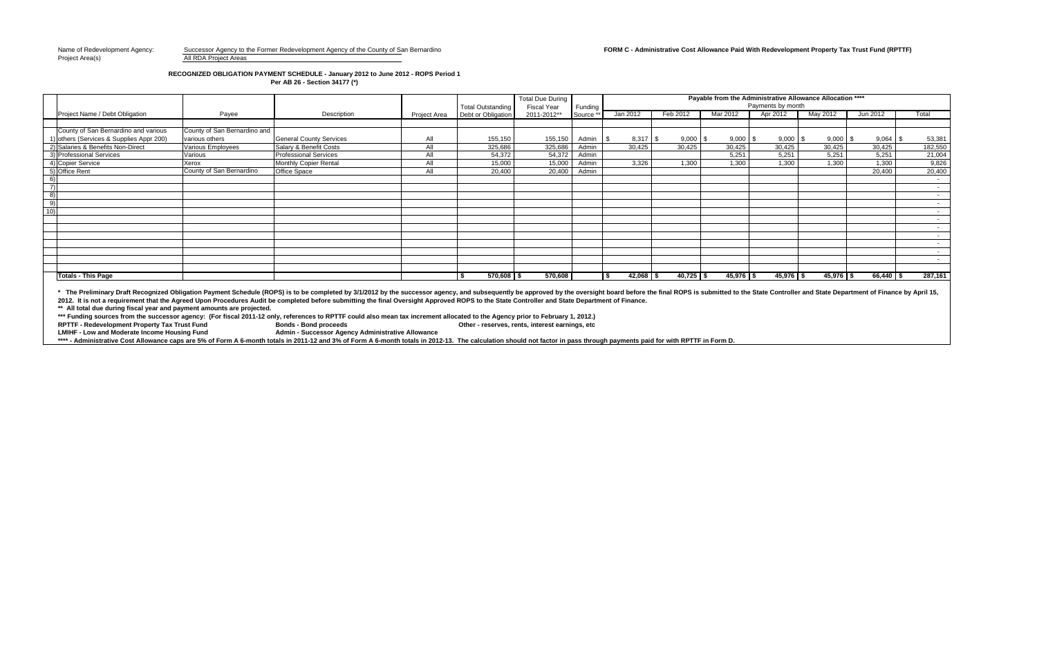Name of Redevelopment Agency: Successor Agency to the Former Redevelopment Agency of the County of San Bernardino
Project Area(s) All RDA Project Areas

**FORM C - Administrative Cost Allowance Paid With Redevelopment Property Tax Trust Fund (RPTTF)**

**RECOGNIZED OBLIGATION PAYMENT SCHEDULE - January 2012 to June 2012 - ROPS Period 1**
**Per AB 26 - Section 34177 (*)**

| | Project Name / Debt Obligation | Payee | Description | Project Area | Total Outstanding Debt or Obligation | Total Due During Fiscal Year 2011-2012** | Funding Source ** | Payable from the Administrative Allowance Allocation **** Payments by month | | | | | | |
|---|---|---|---|---|---|---|---|---|---|---|---|---|---|---|
| | | | | | | | | Jan 2012 | Feb 2012 | Mar 2012 | Apr 2012 | May 2012 | Jun 2012 | Total |
| 1) | County of San Bernardino and various others (Services & Supplies Appr 200) | County of San Bernardino and various others | General County Services | All | 155,150 | 155,150 | Admin | $ 8,317 | $ 9,000 | $ 9,000 | $ 9,000 | $ 9,000 | $ 9,064 | $ 53,381 |
| 2) | Salaries & Benefits Non-Direct | Various Employees | Salary & Benefit Costs | All | 325,686 | 325,686 | Admin | 30,425 | 30,425 | 30,425 | 30,425 | 30,425 | 30,425 | 182,550 |
| 3) | Professional Services | Various | Professional Services | All | 54,372 | 54,372 | Admin | | | 5,251 | 5,251 | 5,251 | 5,251 | 21,004 |
| 4) | Copier Service | Xerox | Monthly Copier Rental | All | 15,000 | 15,000 | Admin | 3,326 | 1,300 | 1,300 | 1,300 | 1,300 | 1,300 | 9,826 |
| 5) | Office Rent | County of San Bernardino | Office Space | All | 20,400 | 20,400 | Admin | | | | | | 20,400 | 20,400 |
| 6) | | | | | | | | | | | | | | - |
| 7) | | | | | | | | | | | | | | - |
| 8) | | | | | | | | | | | | | | - |
| 9) | | | | | | | | | | | | | | - |
| 10) | | | | | | | | | | | | | | - |
| | | | | | | | | | | | | | | - |
| | | | | | | | | | | | | | | - |
| | | | | | | | | | | | | | | - |
| | | | | | | | | | | | | | | - |
| | | | | | | | | | | | | | | - |
| | **Totals - This Page** | | | | **$ 570,608** | **$ 570,608** | | **$ 42,068** | **$ 40,725** | **$ 45,976** | **$ 45,976** | **$ 45,976** | **$ 66,440** | **$ 287,161** |

**\* The Preliminary Draft Recognized Obligation Payment Schedule (ROPS) is to be completed by 3/1/2012 by the successor agency, and subsequently be approved by the oversight board before the final ROPS is submitted to the State Controller and State Department of Finance by April 15, 2012. It is not a requirement that the Agreed Upon Procedures Audit be completed before submitting the final Oversight Approved ROPS to the State Controller and State Department of Finance.**

**\*\* All total due during fiscal year and payment amounts are projected.**

**\*\*\* Funding sources from the successor agency: (For fiscal 2011-12 only, references to RPTTF could also mean tax increment allocated to the Agency prior to February 1, 2012.)**

**RPTTF - Redevelopment Property Tax Trust Fund** **Bonds - Bond proceeds** **Other - reserves, rents, interest earnings, etc**

**LMIHF - Low and Moderate Income Housing Fund** **Admin - Successor Agency Administrative Allowance**

**\*\*\*\* - Administrative Cost Allowance caps are 5% of Form A 6-month totals in 2011-12 and 3% of Form A 6-month totals in 2012-13. The calculation should not factor in pass through payments paid for with RPTTF in Form D.**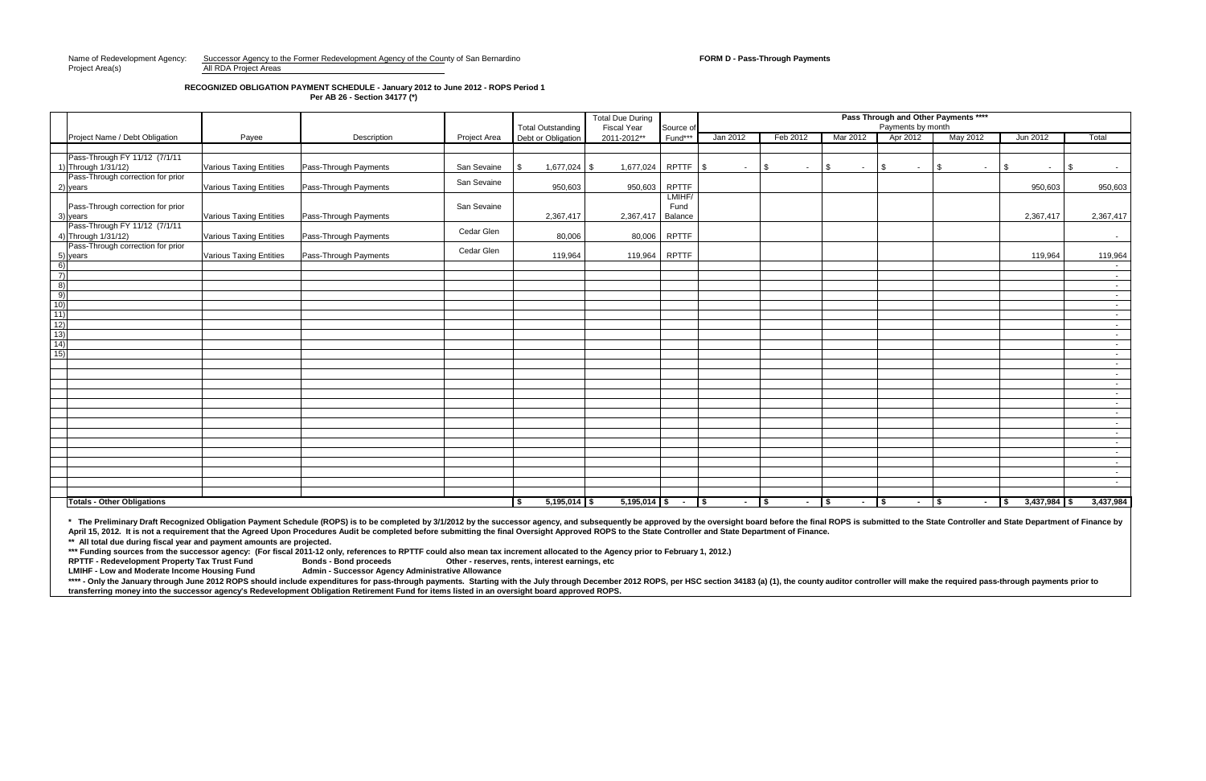Name of Redevelopment Agency: Successor Agency to the Former Redevelopment Agency of the County of San Bernardino

Project Area(s) All RDA Project Areas

**FORM D - Pass-Through Payments**

**RECOGNIZED OBLIGATION PAYMENT SCHEDULE - January 2012 to June 2012 - ROPS Period 1**
**Per AB 26 - Section 34177 (*)**

| | | | | | | | Pass Through and Other Payments **** Payments by month | | | | | | |
|---|---|---|---|---|---|---|---|---|---|---|---|---|---|
| Project Name / Debt Obligation | Payee | Description | Project Area | Total Outstanding Debt or Obligation | Total Due During Fiscal Year 2011-2012** | Source of Fund*** | Jan 2012 | Feb 2012 | Mar 2012 | Apr 2012 | May 2012 | Jun 2012 | Total |
| 1) Pass-Through FY 11/12 (7/1/11 Through 1/31/12) | Various Taxing Entities | Pass-Through Payments | San Sevaine | $ 1,677,024 | $ 1,677,024 | RPTTF | $ - | $ - | $ - | $ - | $ - | $ - | $ - |
| 2) Pass-Through correction for prior years | Various Taxing Entities | Pass-Through Payments | San Sevaine | 950,603 | 950,603 | RPTTF | | | | | | 950,603 | 950,603 |
| 3) Pass-Through correction for prior years | Various Taxing Entities | Pass-Through Payments | San Sevaine | 2,367,417 | 2,367,417 | LMIHF/ Fund Balance | | | | | | 2,367,417 | 2,367,417 |
| 4) Pass-Through FY 11/12 (7/1/11 Through 1/31/12) | Various Taxing Entities | Pass-Through Payments | Cedar Glen | 80,006 | 80,006 | RPTTF | | | | | | | - |
| 5) Pass-Through correction for prior years | Various Taxing Entities | Pass-Through Payments | Cedar Glen | 119,964 | 119,964 | RPTTF | | | | | | 119,964 | 119,964 |
| 6) | | | | | | | | | | | | | - |
| 7) | | | | | | | | | | | | | - |
| 8) | | | | | | | | | | | | | - |
| 9) | | | | | | | | | | | | | - |
| 10) | | | | | | | | | | | | | - |
| 11) | | | | | | | | | | | | | - |
| 12) | | | | | | | | | | | | | - |
| 13) | | | | | | | | | | | | | - |
| 14) | | | | | | | | | | | | | - |
| 15) | | | | | | | | | | | | | - |
| **Totals - Other Obligations** | | | | $ 5,195,014 | $ 5,195,014 | $ - | $ - | $ - | $ - | $ - | $ - | $ 3,437,984 | $ 3,437,984 |

**\* The Preliminary Draft Recognized Obligation Payment Schedule (ROPS) is to be completed by 3/1/2012 by the successor agency, and subsequently be approved by the oversight board before the final ROPS is submitted to the State Controller and State Department of Finance by April 15, 2012. It is not a requirement that the Agreed Upon Procedures Audit be completed before submitting the final Oversight Approved ROPS to the State Controller and State Department of Finance.**

**\*\* All total due during fiscal year and payment amounts are projected.**

**\*\*\* Funding sources from the successor agency: (For fiscal 2011-12 only, references to RPTTF could also mean tax increment allocated to the Agency prior to February 1, 2012.)**

**RPTTF - Redevelopment Property Tax Trust Fund** **Bonds - Bond proceeds** **Other - reserves, rents, interest earnings, etc**

**LMIHF - Low and Moderate Income Housing Fund** **Admin - Successor Agency Administrative Allowance**

**\*\*\*\* - Only the January through June 2012 ROPS should include expenditures for pass-through payments. Starting with the July through December 2012 ROPS, per HSC section 34183 (a) (1), the county auditor controller will make the required pass-through payments prior to transferring money into the successor agency's Redevelopment Obligation Retirement Fund for items listed in an oversight board approved ROPS.**